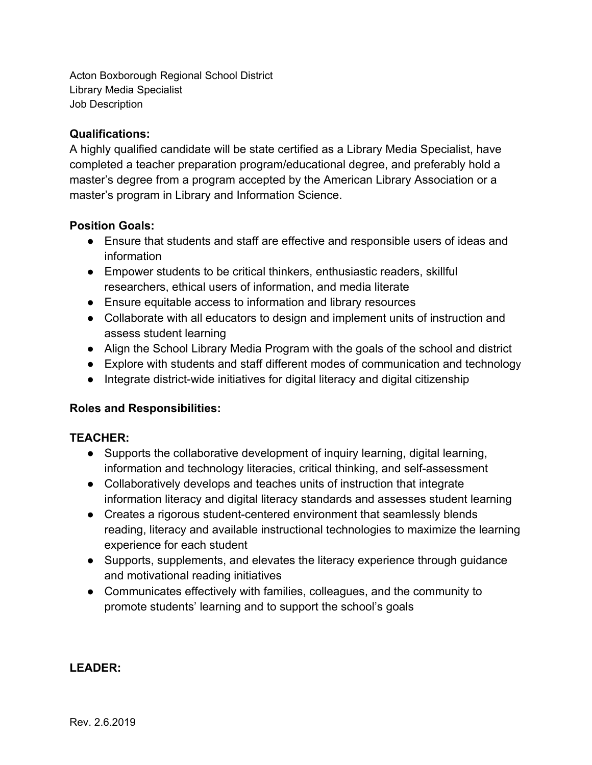Acton Boxborough Regional School District
Library Media Specialist
Job Description

**Qualifications:**
A highly qualified candidate will be state certified as a Library Media Specialist, have completed a teacher preparation program/educational degree, and preferably hold a master's degree from a program accepted by the American Library Association or a master's program in Library and Information Science.

**Position Goals:**

- Ensure that students and staff are effective and responsible users of ideas and information
- Empower students to be critical thinkers, enthusiastic readers, skillful researchers, ethical users of information, and media literate
- Ensure equitable access to information and library resources
- Collaborate with all educators to design and implement units of instruction and assess student learning
- Align the School Library Media Program with the goals of the school and district
- Explore with students and staff different modes of communication and technology
- Integrate district-wide initiatives for digital literacy and digital citizenship

**Roles and Responsibilities:**

**TEACHER:**

- Supports the collaborative development of inquiry learning, digital learning, information and technology literacies, critical thinking, and self-assessment
- Collaboratively develops and teaches units of instruction that integrate information literacy and digital literacy standards and assesses student learning
- Creates a rigorous student-centered environment that seamlessly blends reading, literacy and available instructional technologies to maximize the learning experience for each student
- Supports, supplements, and elevates the literacy experience through guidance and motivational reading initiatives
- Communicates effectively with families, colleagues, and the community to promote students' learning and to support the school's goals

**LEADER:**

Rev. 2.6.2019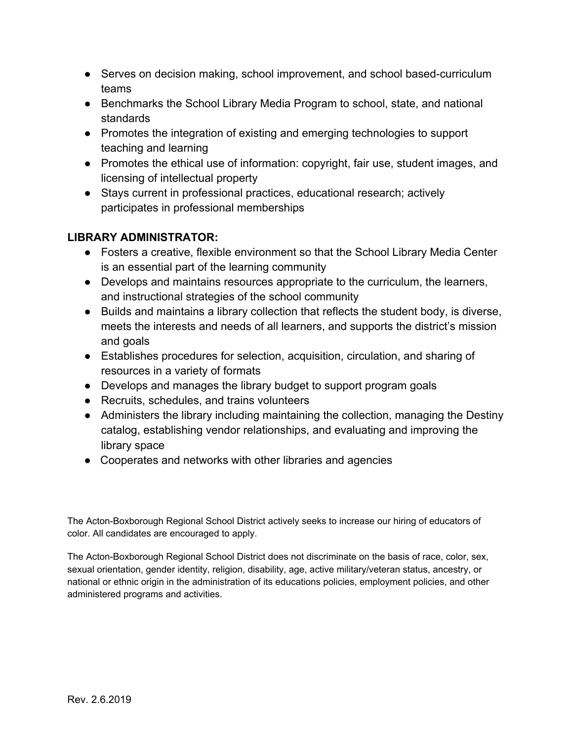- Serves on decision making, school improvement, and school based-curriculum teams
- Benchmarks the School Library Media Program to school, state, and national standards
- Promotes the integration of existing and emerging technologies to support teaching and learning
- Promotes the ethical use of information: copyright, fair use, student images, and licensing of intellectual property
- Stays current in professional practices, educational research; actively participates in professional memberships

**LIBRARY ADMINISTRATOR:**

- Fosters a creative, flexible environment so that the School Library Media Center is an essential part of the learning community
- Develops and maintains resources appropriate to the curriculum, the learners, and instructional strategies of the school community
- Builds and maintains a library collection that reflects the student body, is diverse, meets the interests and needs of all learners, and supports the district's mission and goals
- Establishes procedures for selection, acquisition, circulation, and sharing of resources in a variety of formats
- Develops and manages the library budget to support program goals
- Recruits, schedules, and trains volunteers
- Administers the library including maintaining the collection, managing the Destiny catalog, establishing vendor relationships, and evaluating and improving the library space
- Cooperates and networks with other libraries and agencies

The Acton-Boxborough Regional School District actively seeks to increase our hiring of educators of color. All candidates are encouraged to apply.

The Acton-Boxborough Regional School District does not discriminate on the basis of race, color, sex, sexual orientation, gender identity, religion, disability, age, active military/veteran status, ancestry, or national or ethnic origin in the administration of its educations policies, employment policies, and other administered programs and activities.

Rev. 2.6.2019